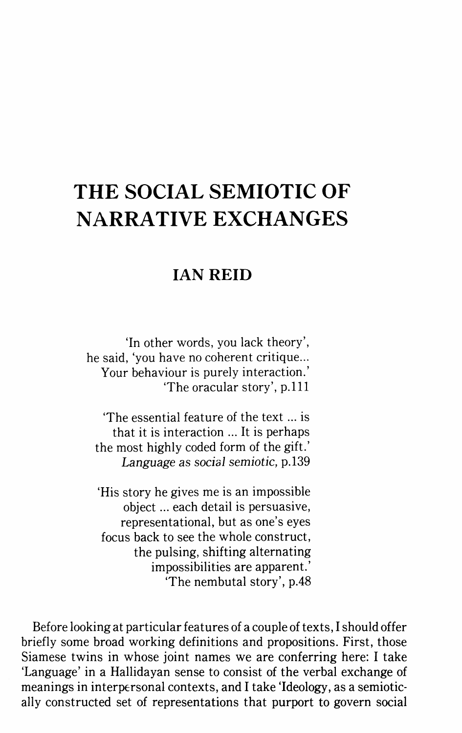# THE SOCIAL SEMIOTIC OF NARRATIVE EXCHANGES

## IAN REID

'In other words, you lack theory',
he said, 'you have no coherent critique...
Your behaviour is purely interaction.'
'The oracular story', p.111

'The essential feature of the text ... is
that it is interaction ... It is perhaps
the most highly coded form of the gift.'
*Language as social semiotic*, p.139

'His story he gives me is an impossible
object ... each detail is persuasive,
representational, but as one's eyes
focus back to see the whole construct,
the pulsing, shifting alternating
impossibilities are apparent.'
'The nembutal story', p.48

Before looking at particular features of a couple of texts, I should offer briefly some broad working definitions and propositions. First, those Siamese twins in whose joint names we are conferring here: I take 'Language' in a Hallidayan sense to consist of the verbal exchange of meanings in interpersonal contexts, and I take 'Ideology, as a semiotically constructed set of representations that purport to govern social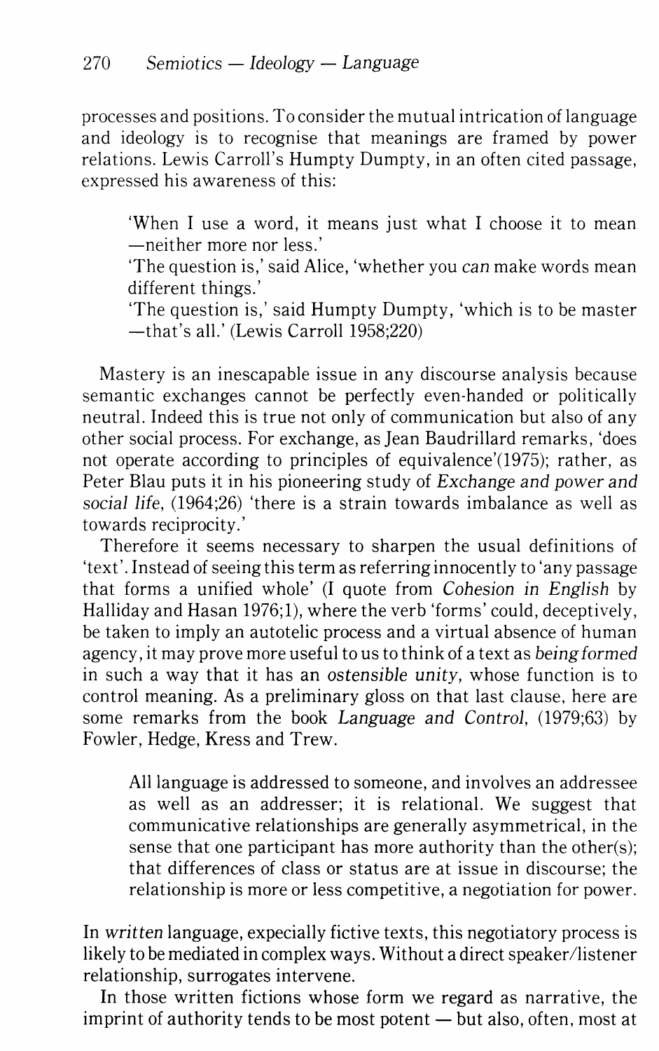processes and positions. To consider the mutual intrication of language and ideology is to recognise that meanings are framed by power relations. Lewis Carroll's Humpty Dumpty, in an often cited passage, expressed his awareness of this:

> 'When I use a word, it means just what I choose it to mean —neither more nor less.'
>
> 'The question is,' said Alice, 'whether you *can* make words mean different things.'
>
> 'The question is,' said Humpty Dumpty, 'which is to be master —that's all.' (Lewis Carroll 1958;220)

Mastery is an inescapable issue in any discourse analysis because semantic exchanges cannot be perfectly even-handed or politically neutral. Indeed this is true not only of communication but also of any other social process. For exchange, as Jean Baudrillard remarks, 'does not operate according to principles of equivalence'(1975); rather, as Peter Blau puts it in his pioneering study of *Exchange and power and social life*, (1964;26) 'there is a strain towards imbalance as well as towards reciprocity.'

Therefore it seems necessary to sharpen the usual definitions of 'text'. Instead of seeing this term as referring innocently to 'any passage that forms a unified whole' (I quote from *Cohesion in English* by Halliday and Hasan 1976;1), where the verb 'forms' could, deceptively, be taken to imply an autotelic process and a virtual absence of human agency, it may prove more useful to us to think of a text as *being formed* in such a way that it has an *ostensible unity,* whose function is to control meaning. As a preliminary gloss on that last clause, here are some remarks from the book *Language and Control*, (1979;63) by Fowler, Hedge, Kress and Trew.

> All language is addressed to someone, and involves an addressee as well as an addresser; it is relational. We suggest that communicative relationships are generally asymmetrical, in the sense that one participant has more authority than the other(s); that differences of class or status are at issue in discourse; the relationship is more or less competitive, a negotiation for power.

In *written* language, expecially fictive texts, this negotiatory process is likely to be mediated in complex ways. Without a direct speaker/listener relationship, surrogates intervene.

In those written fictions whose form we regard as narrative, the imprint of authority tends to be most potent — but also, often, most at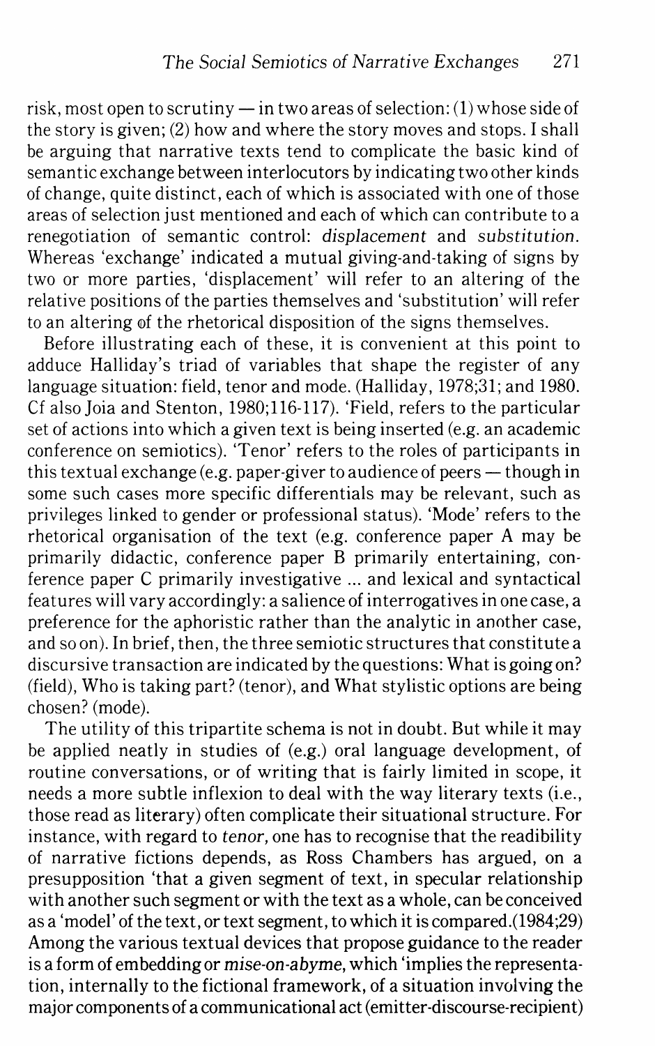risk, most open to scrutiny — in two areas of selection: (1) whose side of the story is given; (2) how and where the story moves and stops. I shall be arguing that narrative texts tend to complicate the basic kind of semantic exchange between interlocutors by indicating two other kinds of change, quite distinct, each of which is associated with one of those areas of selection just mentioned and each of which can contribute to a renegotiation of semantic control: *displacement* and *substitution*. Whereas 'exchange' indicated a mutual giving-and-taking of signs by two or more parties, 'displacement' will refer to an altering of the relative positions of the parties themselves and 'substitution' will refer to an altering of the rhetorical disposition of the signs themselves.

Before illustrating each of these, it is convenient at this point to adduce Halliday's triad of variables that shape the register of any language situation: field, tenor and mode. (Halliday, 1978;31; and 1980. Cf also Joia and Stenton, 1980;116-117). 'Field, refers to the particular set of actions into which a given text is being inserted (e.g. an academic conference on semiotics). 'Tenor' refers to the roles of participants in this textual exchange (e.g. paper-giver to audience of peers — though in some such cases more specific differentials may be relevant, such as privileges linked to gender or professional status). 'Mode' refers to the rhetorical organisation of the text (e.g. conference paper A may be primarily didactic, conference paper B primarily entertaining, conference paper C primarily investigative ... and lexical and syntactical features will vary accordingly: a salience of interrogatives in one case, a preference for the aphoristic rather than the analytic in another case, and so on). In brief, then, the three semiotic structures that constitute a discursive transaction are indicated by the questions: What is going on? (field), Who is taking part? (tenor), and What stylistic options are being chosen? (mode).

The utility of this tripartite schema is not in doubt. But while it may be applied neatly in studies of (e.g.) oral language development, of routine conversations, or of writing that is fairly limited in scope, it needs a more subtle inflexion to deal with the way literary texts (i.e., those read as literary) often complicate their situational structure. For instance, with regard to *tenor*, one has to recognise that the readibility of narrative fictions depends, as Ross Chambers has argued, on a presupposition 'that a given segment of text, in specular relationship with another such segment or with the text as a whole, can be conceived as a 'model' of the text, or text segment, to which it is compared.(1984;29) Among the various textual devices that propose guidance to the reader is a form of embedding or *mise-on-abyme*, which 'implies the representation, internally to the fictional framework, of a situation involving the major components of a communicational act (emitter-discourse-recipient)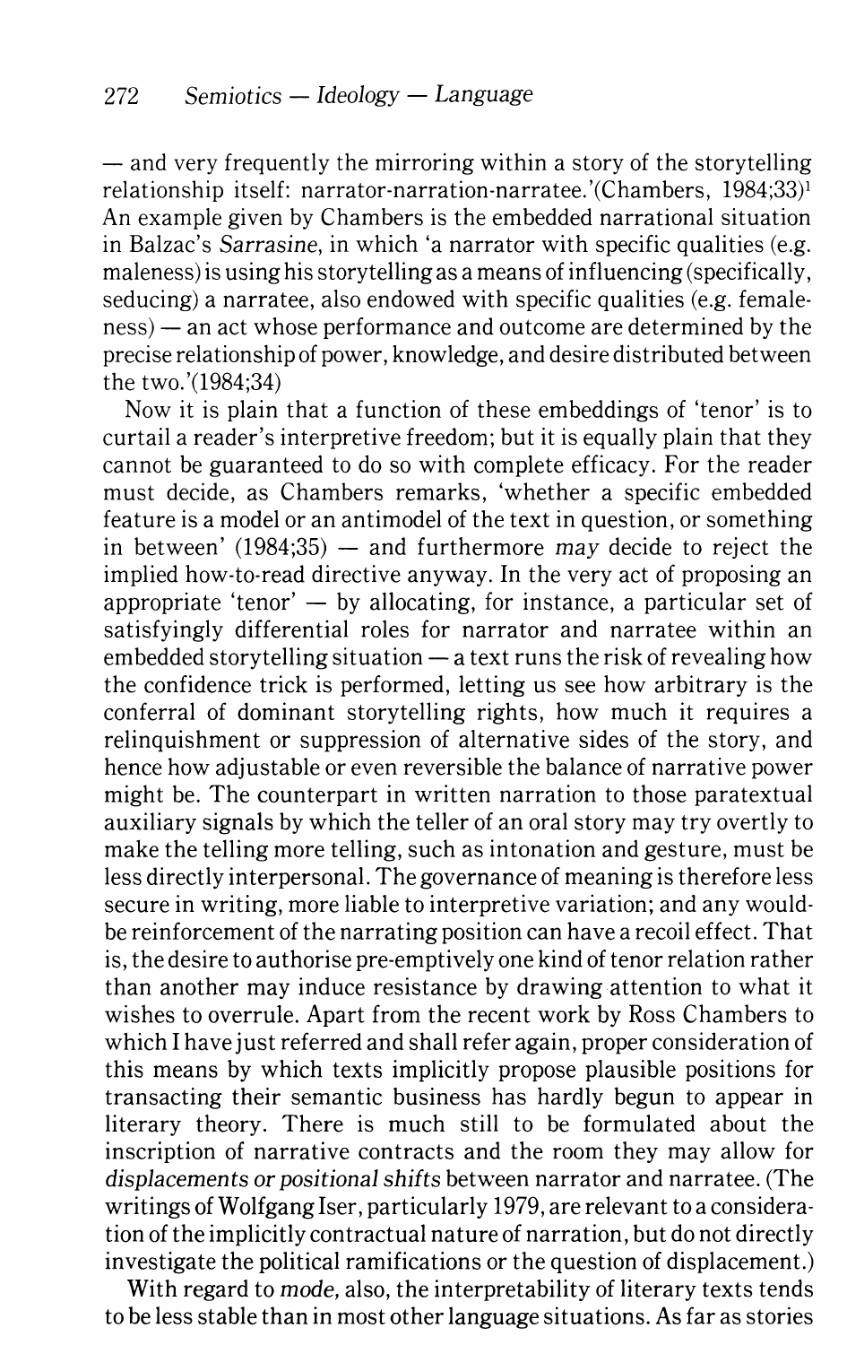— and very frequently the mirroring within a story of the storytelling relationship itself: narrator-narration-narratee.'(Chambers, 1984;33)[1] An example given by Chambers is the embedded narrational situation in Balzac's *Sarrasine*, in which 'a narrator with specific qualities (e.g. maleness) is using his storytelling as a means of influencing (specifically, seducing) a narratee, also endowed with specific qualities (e.g. femaleness) — an act whose performance and outcome are determined by the precise relationship of power, knowledge, and desire distributed between the two.'(1984;34)

Now it is plain that a function of these embeddings of 'tenor' is to curtail a reader's interpretive freedom; but it is equally plain that they cannot be guaranteed to do so with complete efficacy. For the reader must decide, as Chambers remarks, 'whether a specific embedded feature is a model or an antimodel of the text in question, or something in between' (1984;35) — and furthermore *may* decide to reject the implied how-to-read directive anyway. In the very act of proposing an appropriate 'tenor' — by allocating, for instance, a particular set of satisfyingly differential roles for narrator and narratee within an embedded storytelling situation — a text runs the risk of revealing how the confidence trick is performed, letting us see how arbitrary is the conferral of dominant storytelling rights, how much it requires a relinquishment or suppression of alternative sides of the story, and hence how adjustable or even reversible the balance of narrative power might be. The counterpart in written narration to those paratextual auxiliary signals by which the teller of an oral story may try overtly to make the telling more telling, such as intonation and gesture, must be less directly interpersonal. The governance of meaning is therefore less secure in writing, more liable to interpretive variation; and any would-be reinforcement of the narrating position can have a recoil effect. That is, the desire to authorise pre-emptively one kind of tenor relation rather than another may induce resistance by drawing attention to what it wishes to overrule. Apart from the recent work by Ross Chambers to which I have just referred and shall refer again, proper consideration of this means by which texts implicitly propose plausible positions for transacting their semantic business has hardly begun to appear in literary theory. There is much still to be formulated about the inscription of narrative contracts and the room they may allow for *displacements or positional shifts* between narrator and narratee. (The writings of Wolfgang Iser, particularly 1979, are relevant to a consideration of the implicitly contractual nature of narration, but do not directly investigate the political ramifications or the question of displacement.)

With regard to *mode*, also, the interpretability of literary texts tends to be less stable than in most other language situations. As far as stories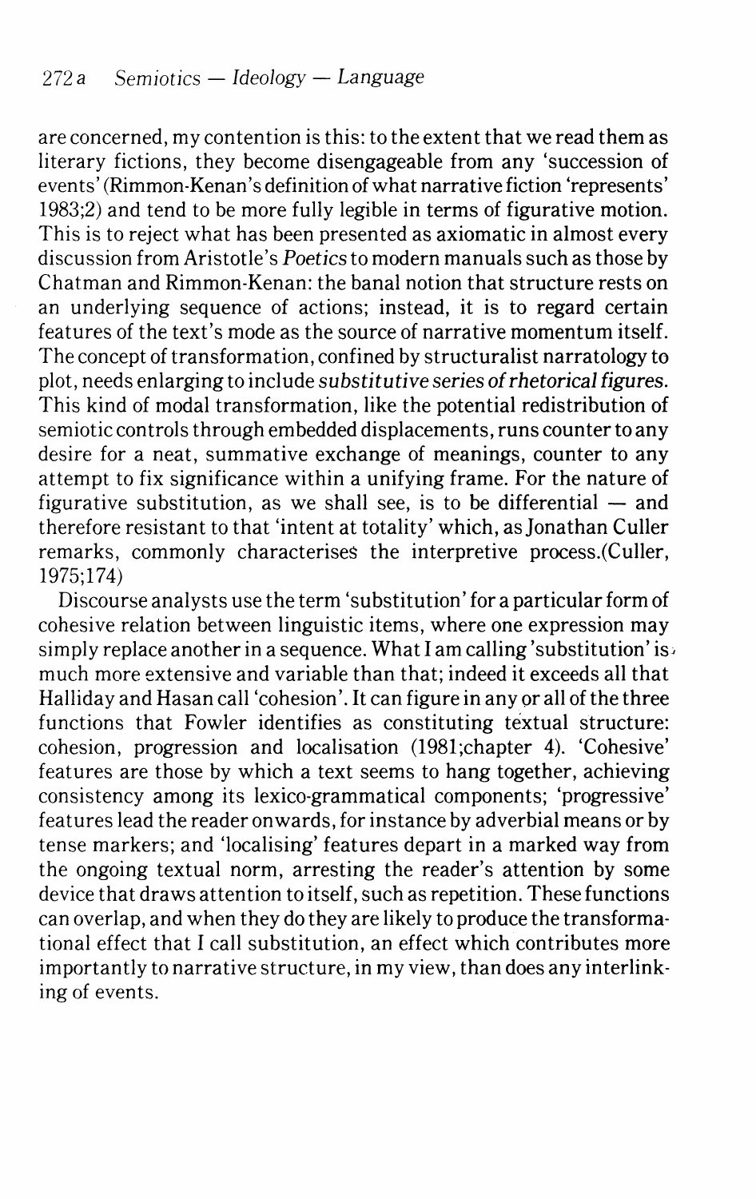are concerned, my contention is this: to the extent that we read them as literary fictions, they become disengageable from any 'succession of events' (Rimmon-Kenan's definition of what narrative fiction 'represents' 1983;2) and tend to be more fully legible in terms of figurative motion. This is to reject what has been presented as axiomatic in almost every discussion from Aristotle's *Poetics* to modern manuals such as those by Chatman and Rimmon-Kenan: the banal notion that structure rests on an underlying sequence of actions; instead, it is to regard certain features of the text's mode as the source of narrative momentum itself. The concept of transformation, confined by structuralist narratology to plot, needs enlarging to include *substitutive series of rhetorical figures*. This kind of modal transformation, like the potential redistribution of semiotic controls through embedded displacements, runs counter to any desire for a neat, summative exchange of meanings, counter to any attempt to fix significance within a unifying frame. For the nature of figurative substitution, as we shall see, is to be differential — and therefore resistant to that 'intent at totality' which, as Jonathan Culler remarks, commonly characterises the interpretive process.(Culler, 1975;174)

Discourse analysts use the term 'substitution' for a particular form of cohesive relation between linguistic items, where one expression may simply replace another in a sequence. What I am calling 'substitution' is much more extensive and variable than that; indeed it exceeds all that Halliday and Hasan call 'cohesion'. It can figure in any or all of the three functions that Fowler identifies as constituting textual structure: cohesion, progression and localisation (1981;chapter 4). 'Cohesive' features are those by which a text seems to hang together, achieving consistency among its lexico-grammatical components; 'progressive' features lead the reader onwards, for instance by adverbial means or by tense markers; and 'localising' features depart in a marked way from the ongoing textual norm, arresting the reader's attention by some device that draws attention to itself, such as repetition. These functions can overlap, and when they do they are likely to produce the transformational effect that I call substitution, an effect which contributes more importantly to narrative structure, in my view, than does any interlinking of events.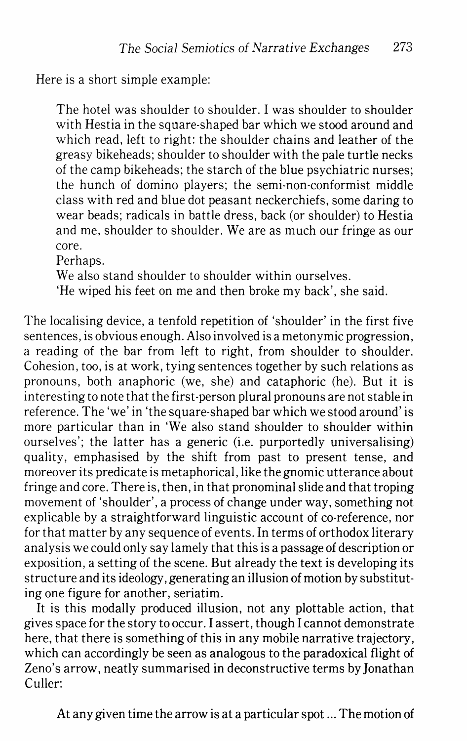Here is a short simple example:

> The hotel was shoulder to shoulder. I was shoulder to shoulder with Hestia in the square-shaped bar which we stood around and which read, left to right: the shoulder chains and leather of the greasy bikeheads; shoulder to shoulder with the pale turtle necks of the camp bikeheads; the starch of the blue psychiatric nurses; the hunch of domino players; the semi-non-conformist middle class with red and blue dot peasant neckerchiefs, some daring to wear beads; radicals in battle dress, back (or shoulder) to Hestia and me, shoulder to shoulder. We are as much our fringe as our core.
>
> Perhaps.
>
> We also stand shoulder to shoulder within ourselves.
>
> 'He wiped his feet on me and then broke my back', she said.

The localising device, a tenfold repetition of 'shoulder' in the first five sentences, is obvious enough. Also involved is a metonymic progression, a reading of the bar from left to right, from shoulder to shoulder. Cohesion, too, is at work, tying sentences together by such relations as pronouns, both anaphoric (we, she) and cataphoric (he). But it is interesting to note that the first-person plural pronouns are not stable in reference. The 'we' in 'the square-shaped bar which we stood around' is more particular than in 'We also stand shoulder to shoulder within ourselves'; the latter has a generic (i.e. purportedly universalising) quality, emphasised by the shift from past to present tense, and moreover its predicate is metaphorical, like the gnomic utterance about fringe and core. There is, then, in that pronominal slide and that troping movement of 'shoulder', a process of change under way, something not explicable by a straightforward linguistic account of co-reference, nor for that matter by any sequence of events. In terms of orthodox literary analysis we could only say lamely that this is a passage of description or exposition, a setting of the scene. But already the text is developing its structure and its ideology, generating an illusion of motion by substituting one figure for another, seriatim.

It is this modally produced illusion, not any plottable action, that gives space for the story to occur. I assert, though I cannot demonstrate here, that there is something of this in any mobile narrative trajectory, which can accordingly be seen as analogous to the paradoxical flight of Zeno's arrow, neatly summarised in deconstructive terms by Jonathan Culler:

> At any given time the arrow is at a particular spot ... The motion of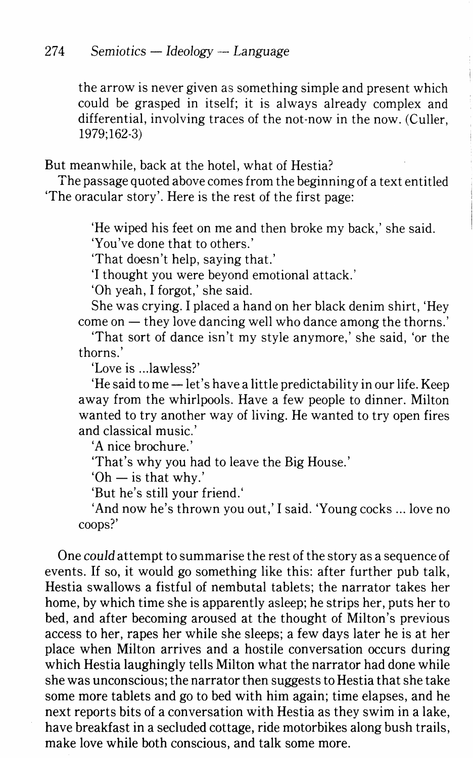> the arrow is never given as something simple and present which could be grasped in itself; it is always already complex and differential, involving traces of the not-now in the now. (Culler, 1979;162-3)

But meanwhile, back at the hotel, what of Hestia?

The passage quoted above comes from the beginning of a text entitled 'The oracular story'. Here is the rest of the first page:

> 'He wiped his feet on me and then broke my back,' she said.
>
> 'You've done that to others.'
>
> 'That doesn't help, saying that.'
>
> 'I thought you were beyond emotional attack.'
>
> 'Oh yeah, I forgot,' she said.
>
> She was crying. I placed a hand on her black denim shirt, 'Hey come on — they love dancing well who dance among the thorns.'
>
> 'That sort of dance isn't my style anymore,' she said, 'or the thorns.'
>
> 'Love is ...lawless?'
>
> 'He said to me — let's have a little predictability in our life. Keep away from the whirlpools. Have a few people to dinner. Milton wanted to try another way of living. He wanted to try open fires and classical music.'
>
> 'A nice brochure.'
>
> 'That's why you had to leave the Big House.'
>
> 'Oh — is that why.'
>
> 'But he's still your friend.'
>
> 'And now he's thrown you out,' I said. 'Young cocks ... love no coops?'

One *could* attempt to summarise the rest of the story as a sequence of events. If so, it would go something like this: after further pub talk, Hestia swallows a fistful of nembutal tablets; the narrator takes her home, by which time she is apparently asleep; he strips her, puts her to bed, and after becoming aroused at the thought of Milton's previous access to her, rapes her while she sleeps; a few days later he is at her place when Milton arrives and a hostile conversation occurs during which Hestia laughingly tells Milton what the narrator had done while she was unconscious; the narrator then suggests to Hestia that she take some more tablets and go to bed with him again; time elapses, and he next reports bits of a conversation with Hestia as they swim in a lake, have breakfast in a secluded cottage, ride motorbikes along bush trails, make love while both conscious, and talk some more.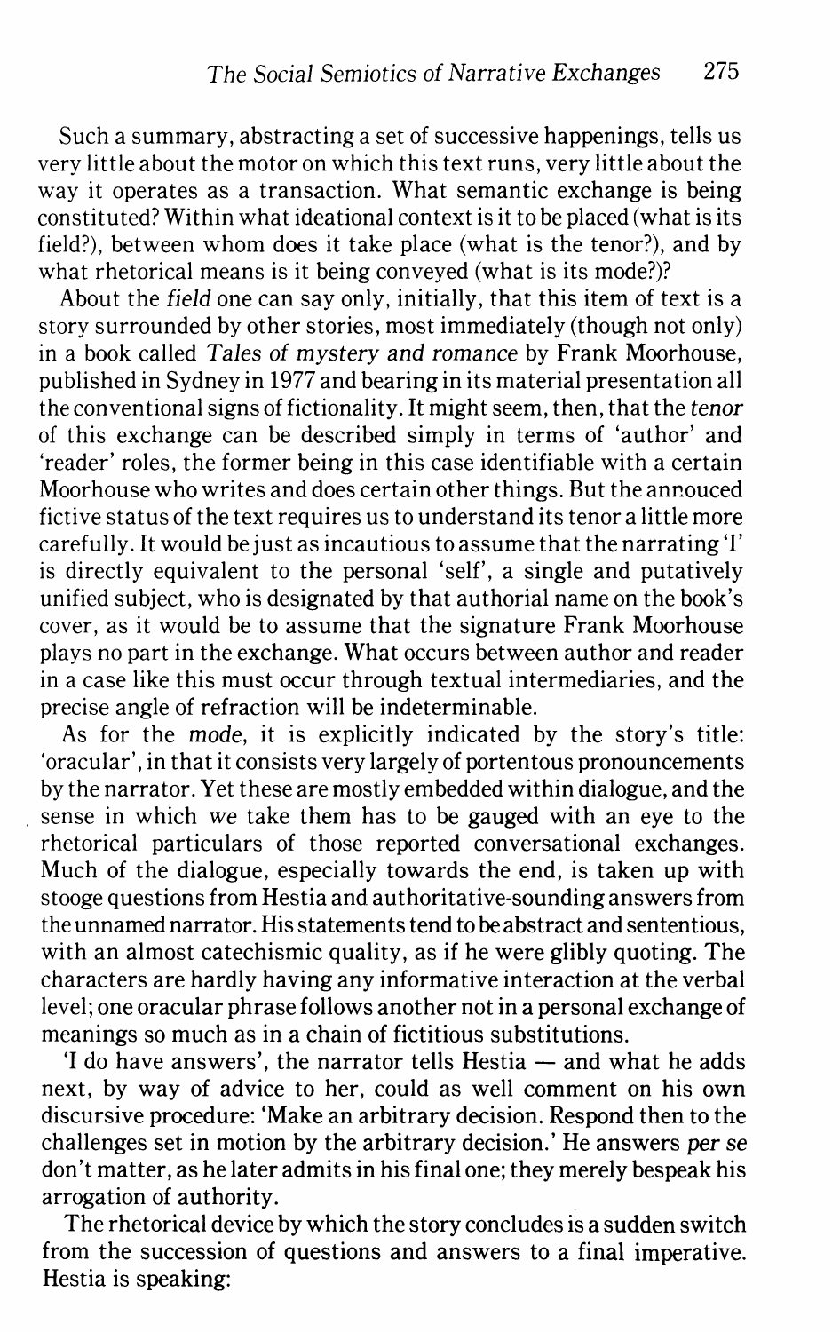Such a summary, abstracting a set of successive happenings, tells us very little about the motor on which this text runs, very little about the way it operates as a transaction. What semantic exchange is being constituted? Within what ideational context is it to be placed (what is its field?), between whom does it take place (what is the tenor?), and by what rhetorical means is it being conveyed (what is its mode?)?

About the *field* one can say only, initially, that this item of text is a story surrounded by other stories, most immediately (though not only) in a book called *Tales of mystery and romance* by Frank Moorhouse, published in Sydney in 1977 and bearing in its material presentation all the conventional signs of fictionality. It might seem, then, that the *tenor* of this exchange can be described simply in terms of 'author' and 'reader' roles, the former being in this case identifiable with a certain Moorhouse who writes and does certain other things. But the annouced fictive status of the text requires us to understand its tenor a little more carefully. It would be just as incautious to assume that the narrating 'I' is directly equivalent to the personal 'self', a single and putatively unified subject, who is designated by that authorial name on the book's cover, as it would be to assume that the signature Frank Moorhouse plays no part in the exchange. What occurs between author and reader in a case like this must occur through textual intermediaries, and the precise angle of refraction will be indeterminable.

As for the *mode*, it is explicitly indicated by the story's title: 'oracular', in that it consists very largely of portentous pronouncements by the narrator. Yet these are mostly embedded within dialogue, and the sense in which *we* take them has to be gauged with an eye to the rhetorical particulars of those reported conversational exchanges. Much of the dialogue, especially towards the end, is taken up with stooge questions from Hestia and authoritative-sounding answers from the unnamed narrator. His statements tend to be abstract and sententious, with an almost catechismic quality, as if he were glibly quoting. The characters are hardly having any informative interaction at the verbal level; one oracular phrase follows another not in a personal exchange of meanings so much as in a chain of fictitious substitutions.

'I do have answers', the narrator tells Hestia — and what he adds next, by way of advice to her, could as well comment on his own discursive procedure: 'Make an arbitrary decision. Respond then to the challenges set in motion by the arbitrary decision.' He answers *per se* don't matter, as he later admits in his final one; they merely bespeak his arrogation of authority.

The rhetorical device by which the story concludes is a sudden switch from the succession of questions and answers to a final imperative. Hestia is speaking: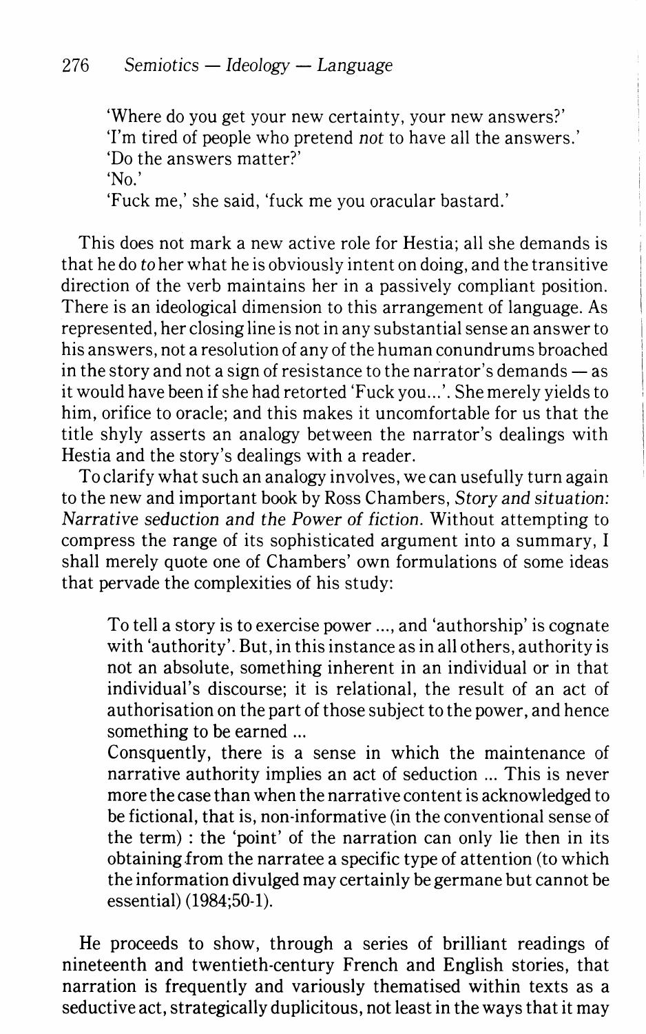'Where do you get your new certainty, your new answers?'
'I'm tired of people who pretend *not* to have all the answers.'
'Do the answers matter?'
'No.'
'Fuck me,' she said, 'fuck me you oracular bastard.'

This does not mark a new active role for Hestia; all she demands is that he do *to* her what he is obviously intent on doing, and the transitive direction of the verb maintains her in a passively compliant position. There is an ideological dimension to this arrangement of language. As represented, her closing line is not in any substantial sense an answer to his answers, not a resolution of any of the human conundrums broached in the story and not a sign of resistance to the narrator's demands — as it would have been if she had retorted 'Fuck you...'. She merely yields to him, orifice to oracle; and this makes it uncomfortable for us that the title shyly asserts an analogy between the narrator's dealings with Hestia and the story's dealings with a reader.

To clarify what such an analogy involves, we can usefully turn again to the new and important book by Ross Chambers, *Story and situation: Narrative seduction and the Power of fiction.* Without attempting to compress the range of its sophisticated argument into a summary, I shall merely quote one of Chambers' own formulations of some ideas that pervade the complexities of his study:

> To tell a story is to exercise power ..., and 'authorship' is cognate with 'authority'. But, in this instance as in all others, authority is not an absolute, something inherent in an individual or in that individual's discourse; it is relational, the result of an act of authorisation on the part of those subject to the power, and hence something to be earned ...
>
> Consquently, there is a sense in which the maintenance of narrative authority implies an act of seduction ... This is never more the case than when the narrative content is acknowledged to be fictional, that is, non-informative (in the conventional sense of the term) : the 'point' of the narration can only lie then in its obtaining from the narratee a specific type of attention (to which the information divulged may certainly be germane but cannot be essential) (1984;50-1).

He proceeds to show, through a series of brilliant readings of nineteenth and twentieth-century French and English stories, that narration is frequently and variously thematised within texts as a seductive act, strategically duplicitous, not least in the ways that it may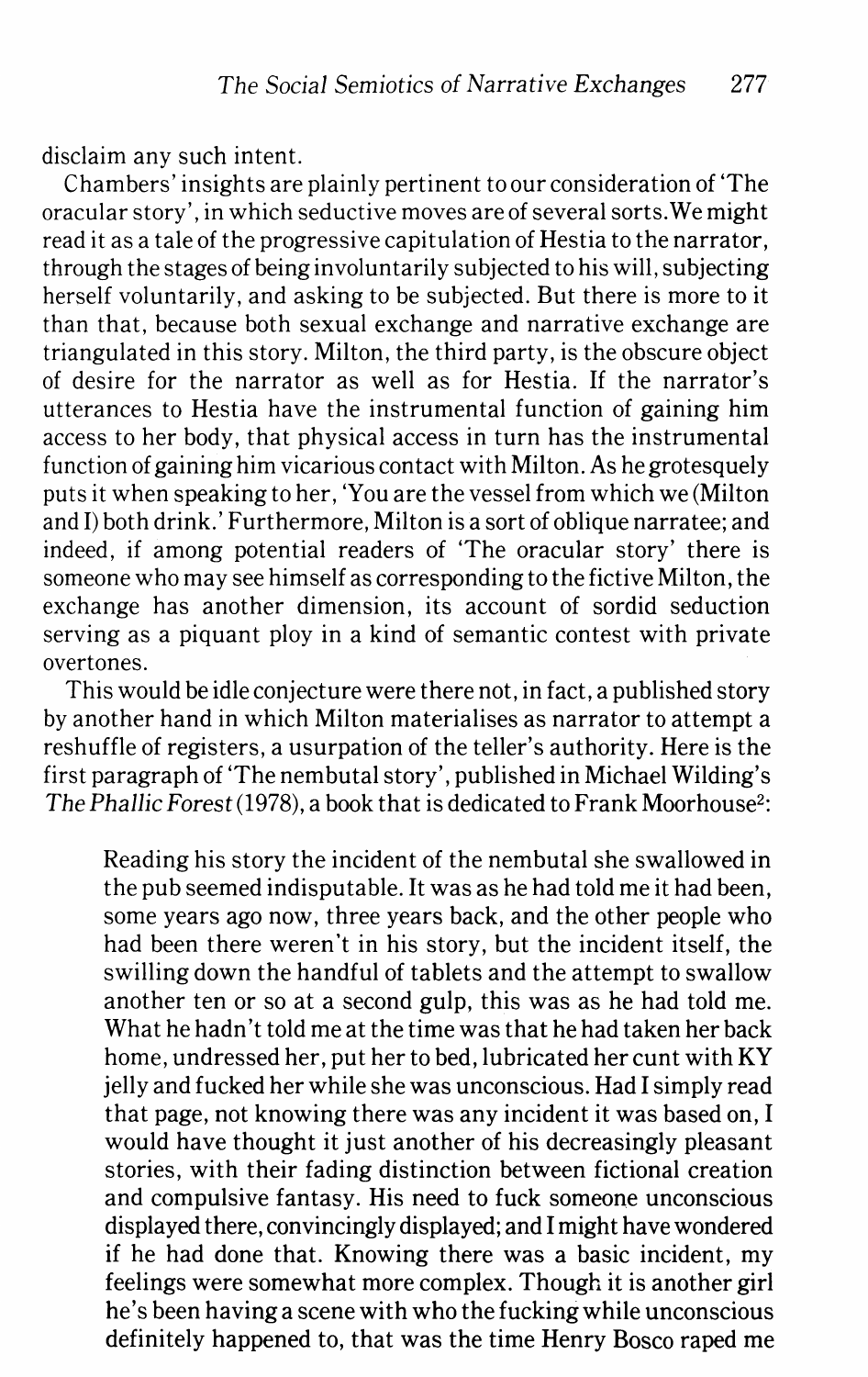disclaim any such intent.

Chambers' insights are plainly pertinent to our consideration of 'The oracular story', in which seductive moves are of several sorts. We might read it as a tale of the progressive capitulation of Hestia to the narrator, through the stages of being involuntarily subjected to his will, subjecting herself voluntarily, and asking to be subjected. But there is more to it than that, because both sexual exchange and narrative exchange are triangulated in this story. Milton, the third party, is the obscure object of desire for the narrator as well as for Hestia. If the narrator's utterances to Hestia have the instrumental function of gaining him access to her body, that physical access in turn has the instrumental function of gaining him vicarious contact with Milton. As he grotesquely puts it when speaking to her, 'You are the vessel from which we (Milton and I) both drink.' Furthermore, Milton is a sort of oblique narratee; and indeed, if among potential readers of 'The oracular story' there is someone who may see himself as corresponding to the fictive Milton, the exchange has another dimension, its account of sordid seduction serving as a piquant ploy in a kind of semantic contest with private overtones.

This would be idle conjecture were there not, in fact, a published story by another hand in which Milton materialises as narrator to attempt a reshuffle of registers, a usurpation of the teller's authority. Here is the first paragraph of 'The nembutal story', published in Michael Wilding's *The Phallic Forest* (1978), a book that is dedicated to Frank Moorhouse[2]:

> Reading his story the incident of the nembutal she swallowed in the pub seemed indisputable. It was as he had told me it had been, some years ago now, three years back, and the other people who had been there weren't in his story, but the incident itself, the swilling down the handful of tablets and the attempt to swallow another ten or so at a second gulp, this was as he had told me. What he hadn't told me at the time was that he had taken her back home, undressed her, put her to bed, lubricated her cunt with KY jelly and fucked her while she was unconscious. Had I simply read that page, not knowing there was any incident it was based on, I would have thought it just another of his decreasingly pleasant stories, with their fading distinction between fictional creation and compulsive fantasy. His need to fuck someone unconscious displayed there, convincingly displayed; and I might have wondered if he had done that. Knowing there was a basic incident, my feelings were somewhat more complex. Though it is another girl he's been having a scene with who the fucking while unconscious definitely happened to, that was the time Henry Bosco raped me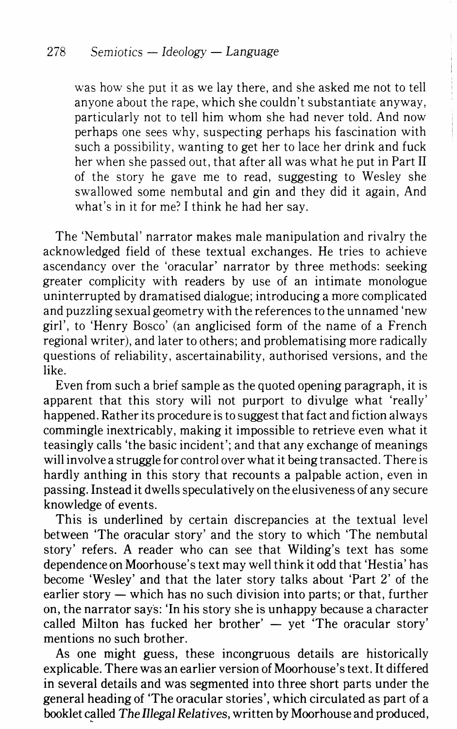was how she put it as we lay there, and she asked me not to tell anyone about the rape, which she couldn't substantiate anyway, particularly not to tell him whom she had never told. And now perhaps one sees why, suspecting perhaps his fascination with such a possibility, wanting to get her to lace her drink and fuck her when she passed out, that after all was what he put in Part II of the story he gave me to read, suggesting to Wesley she swallowed some nembutal and gin and they did it again, And what's in it for me? I think he had her say.

The 'Nembutal' narrator makes male manipulation and rivalry the acknowledged field of these textual exchanges. He tries to achieve ascendancy over the 'oracular' narrator by three methods: seeking greater complicity with readers by use of an intimate monologue uninterrupted by dramatised dialogue; introducing a more complicated and puzzling sexual geometry with the references to the unnamed 'new girl', to 'Henry Bosco' (an anglicised form of the name of a French regional writer), and later to others; and problematising more radically questions of reliability, ascertainability, authorised versions, and the like.

Even from such a brief sample as the quoted opening paragraph, it is apparent that this story will not purport to divulge what 'really' happened. Rather its procedure is to suggest that fact and fiction always commingle inextricably, making it impossible to retrieve even what it teasingly calls 'the basic incident'; and that any exchange of meanings will involve a struggle for control over what it being transacted. There is hardly anthing in this story that recounts a palpable action, even in passing. Instead it dwells speculatively on the elusiveness of any secure knowledge of events.

This is underlined by certain discrepancies at the textual level between 'The oracular story' and the story to which 'The nembutal story' refers. A reader who can see that Wilding's text has some dependence on Moorhouse's text may well think it odd that 'Hestia' has become 'Wesley' and that the later story talks about 'Part 2' of the earlier story — which has no such division into parts; or that, further on, the narrator says: 'In his story she is unhappy because a character called Milton has fucked her brother' — yet 'The oracular story' mentions no such brother.

As one might guess, these incongruous details are historically explicable. There was an earlier version of Moorhouse's text. It differed in several details and was segmented into three short parts under the general heading of 'The oracular stories', which circulated as part of a booklet called *The Illegal Relatives*, written by Moorhouse and produced,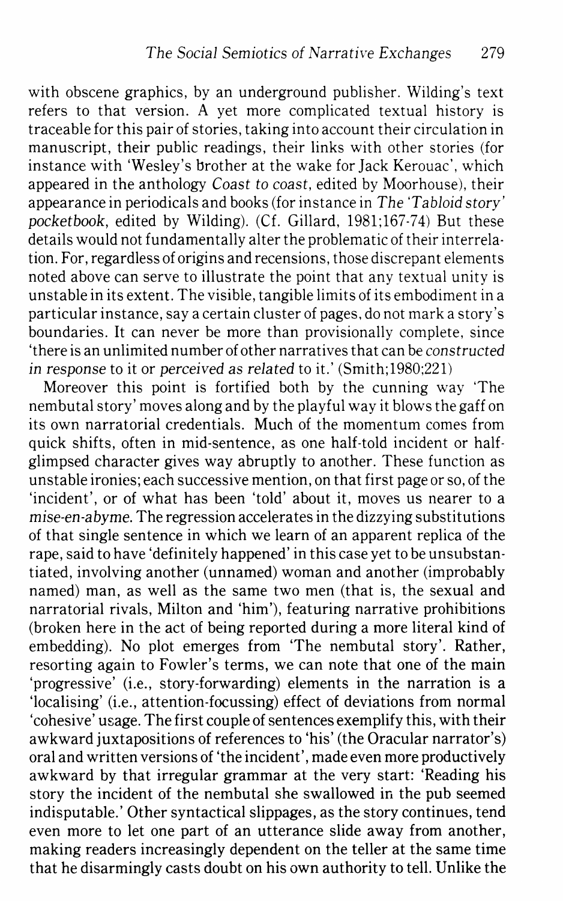with obscene graphics, by an underground publisher. Wilding's text refers to that version. A yet more complicated textual history is traceable for this pair of stories, taking into account their circulation in manuscript, their public readings, their links with other stories (for instance with 'Wesley's brother at the wake for Jack Kerouac', which appeared in the anthology *Coast to coast*, edited by Moorhouse), their appearance in periodicals and books (for instance in *The 'Tabloid story' pocketbook*, edited by Wilding). (Cf. Gillard, 1981;167-74) But these details would not fundamentally alter the problematic of their interrelation. For, regardless of origins and recensions, those discrepant elements noted above can serve to illustrate the point that any textual unity is unstable in its extent. The visible, tangible limits of its embodiment in a particular instance, say a certain cluster of pages, do not mark a story's boundaries. It can never be more than provisionally complete, since 'there is an unlimited number of other narratives that can be *constructed in response* to it or *perceived as related* to it.' (Smith;1980;221)

Moreover this point is fortified both by the cunning way 'The nembutal story' moves along and by the playful way it blows the gaff on its own narratorial credentials. Much of the momentum comes from quick shifts, often in mid-sentence, as one half-told incident or half-glimpsed character gives way abruptly to another. These function as unstable ironies; each successive mention, on that first page or so, of the 'incident', or of what has been 'told' about it, moves us nearer to a *mise-en-abyme*. The regression accelerates in the dizzying substitutions of that single sentence in which we learn of an apparent replica of the rape, said to have 'definitely happened' in this case yet to be unsubstantiated, involving another (unnamed) woman and another (improbably named) man, as well as the same two men (that is, the sexual and narratorial rivals, Milton and 'him'), featuring narrative prohibitions (broken here in the act of being reported during a more literal kind of embedding). No plot emerges from 'The nembutal story'. Rather, resorting again to Fowler's terms, we can note that one of the main 'progressive' (i.e., story-forwarding) elements in the narration is a 'localising' (i.e., attention-focussing) effect of deviations from normal 'cohesive' usage. The first couple of sentences exemplify this, with their awkward juxtapositions of references to 'his' (the Oracular narrator's) oral and written versions of 'the incident', made even more productively awkward by that irregular grammar at the very start: 'Reading his story the incident of the nembutal she swallowed in the pub seemed indisputable.' Other syntactical slippages, as the story continues, tend even more to let one part of an utterance slide away from another, making readers increasingly dependent on the teller at the same time that he disarmingly casts doubt on his own authority to tell. Unlike the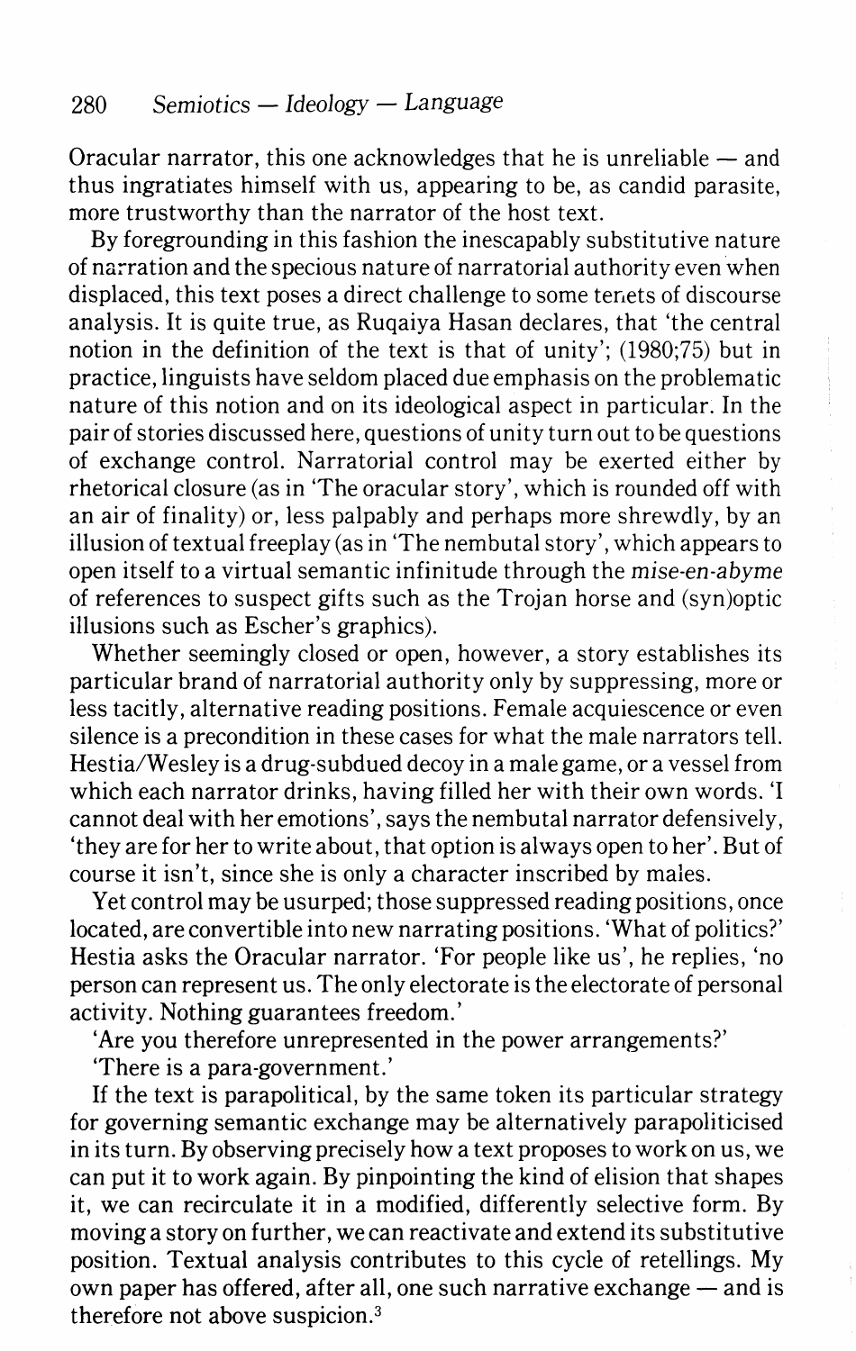Oracular narrator, this one acknowledges that he is unreliable — and thus ingratiates himself with us, appearing to be, as candid parasite, more trustworthy than the narrator of the host text.

By foregrounding in this fashion the inescapably substitutive nature of narration and the specious nature of narratorial authority even when displaced, this text poses a direct challenge to some tenets of discourse analysis. It is quite true, as Ruqaiya Hasan declares, that 'the central notion in the definition of the text is that of unity'; (1980;75) but in practice, linguists have seldom placed due emphasis on the problematic nature of this notion and on its ideological aspect in particular. In the pair of stories discussed here, questions of unity turn out to be questions of exchange control. Narratorial control may be exerted either by rhetorical closure (as in 'The oracular story', which is rounded off with an air of finality) or, less palpably and perhaps more shrewdly, by an illusion of textual freeplay (as in 'The nembutal story', which appears to open itself to a virtual semantic infinitude through the *mise-en-abyme* of references to suspect gifts such as the Trojan horse and (syn)optic illusions such as Escher's graphics).

Whether seemingly closed or open, however, a story establishes its particular brand of narratorial authority only by suppressing, more or less tacitly, alternative reading positions. Female acquiescence or even silence is a precondition in these cases for what the male narrators tell. Hestia/Wesley is a drug-subdued decoy in a male game, or a vessel from which each narrator drinks, having filled her with their own words. 'I cannot deal with her emotions', says the nembutal narrator defensively, 'they are for her to write about, that option is always open to her'. But of course it isn't, since she is only a character inscribed by males.

Yet control may be usurped; those suppressed reading positions, once located, are convertible into new narrating positions. 'What of politics?' Hestia asks the Oracular narrator. 'For people like us', he replies, 'no person can represent us. The only electorate is the electorate of personal activity. Nothing guarantees freedom.'

'Are you therefore unrepresented in the power arrangements?'

'There is a para-government.'

If the text is parapolitical, by the same token its particular strategy for governing semantic exchange may be alternatively parapoliticised in its turn. By observing precisely how a text proposes to work on us, we can put it to work again. By pinpointing the kind of elision that shapes it, we can recirculate it in a modified, differently selective form. By moving a story on further, we can reactivate and extend its substitutive position. Textual analysis contributes to this cycle of retellings. My own paper has offered, after all, one such narrative exchange — and is therefore not above suspicion.[3]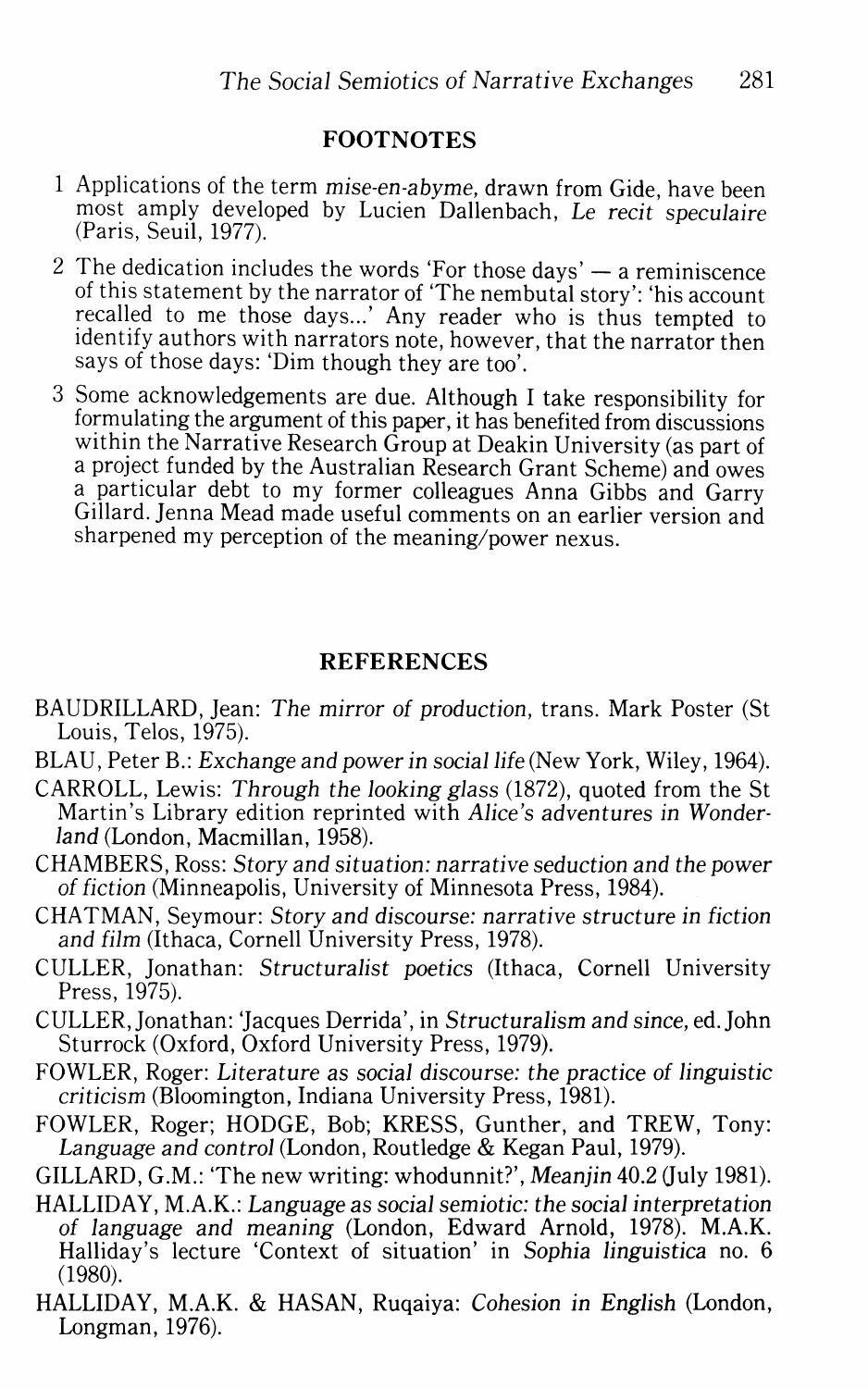## FOOTNOTES

1 Applications of the term *mise-en-abyme*, drawn from Gide, have been most amply developed by Lucien Dallenbach, *Le recit speculaire* (Paris, Seuil, 1977).

2 The dedication includes the words 'For those days' — a reminiscence of this statement by the narrator of 'The nembutal story': 'his account recalled to me those days...' Any reader who is thus tempted to identify authors with narrators note, however, that the narrator then says of those days: 'Dim though they are too'.

3 Some acknowledgements are due. Although I take responsibility for formulating the argument of this paper, it has benefited from discussions within the Narrative Research Group at Deakin University (as part of a project funded by the Australian Research Grant Scheme) and owes a particular debt to my former colleagues Anna Gibbs and Garry Gillard. Jenna Mead made useful comments on an earlier version and sharpened my perception of the meaning/power nexus.

## REFERENCES

BAUDRILLARD, Jean: *The mirror of production*, trans. Mark Poster (St Louis, Telos, 1975).

BLAU, Peter B.: *Exchange and power in social life* (New York, Wiley, 1964).

CARROLL, Lewis: *Through the looking glass* (1872), quoted from the St Martin's Library edition reprinted with *Alice's adventures in Wonderland* (London, Macmillan, 1958).

CHAMBERS, Ross: *Story and situation: narrative seduction and the power of fiction* (Minneapolis, University of Minnesota Press, 1984).

CHATMAN, Seymour: *Story and discourse: narrative structure in fiction and film* (Ithaca, Cornell University Press, 1978).

CULLER, Jonathan: *Structuralist poetics* (Ithaca, Cornell University Press, 1975).

CULLER, Jonathan: 'Jacques Derrida', in *Structuralism and since*, ed. John Sturrock (Oxford, Oxford University Press, 1979).

FOWLER, Roger: *Literature as social discourse: the practice of linguistic criticism* (Bloomington, Indiana University Press, 1981).

FOWLER, Roger; HODGE, Bob; KRESS, Gunther, and TREW, Tony: *Language and control* (London, Routledge & Kegan Paul, 1979).

GILLARD, G.M.: 'The new writing: whodunnit?', *Meanjin* 40.2 (July 1981).

HALLIDAY, M.A.K.: *Language as social semiotic: the social interpretation of language and meaning* (London, Edward Arnold, 1978). M.A.K. Halliday's lecture 'Context of situation' in *Sophia linguistica* no. 6 (1980).

HALLIDAY, M.A.K. & HASAN, Ruqaiya: *Cohesion in English* (London, Longman, 1976).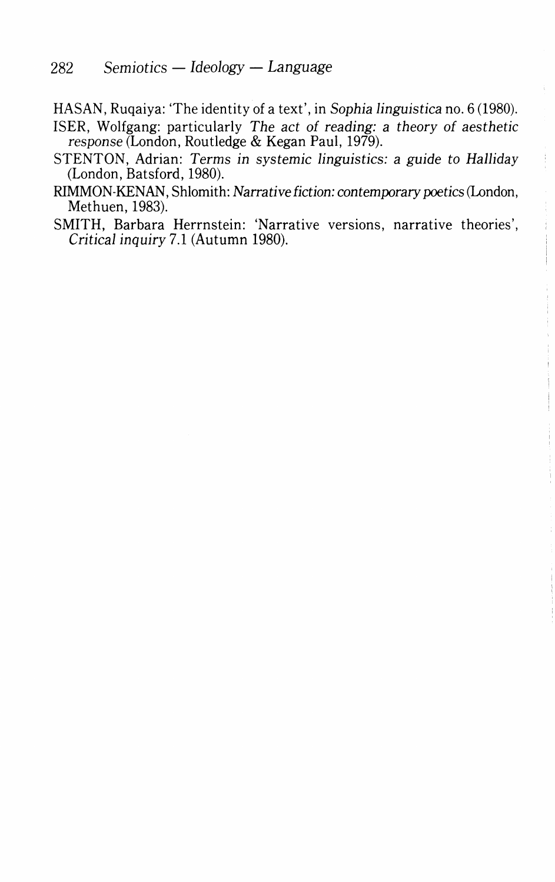HASAN, Ruqaiya: 'The identity of a text', in *Sophia linguistica* no. 6 (1980).

ISER, Wolfgang: particularly *The act of reading: a theory of aesthetic response* (London, Routledge & Kegan Paul, 1979).

STENTON, Adrian: *Terms in systemic linguistics: a guide to Halliday* (London, Batsford, 1980).

RIMMON-KENAN, Shlomith: *Narrative fiction: contemporary poetics* (London, Methuen, 1983).

SMITH, Barbara Herrnstein: 'Narrative versions, narrative theories', *Critical inquiry* 7.1 (Autumn 1980).